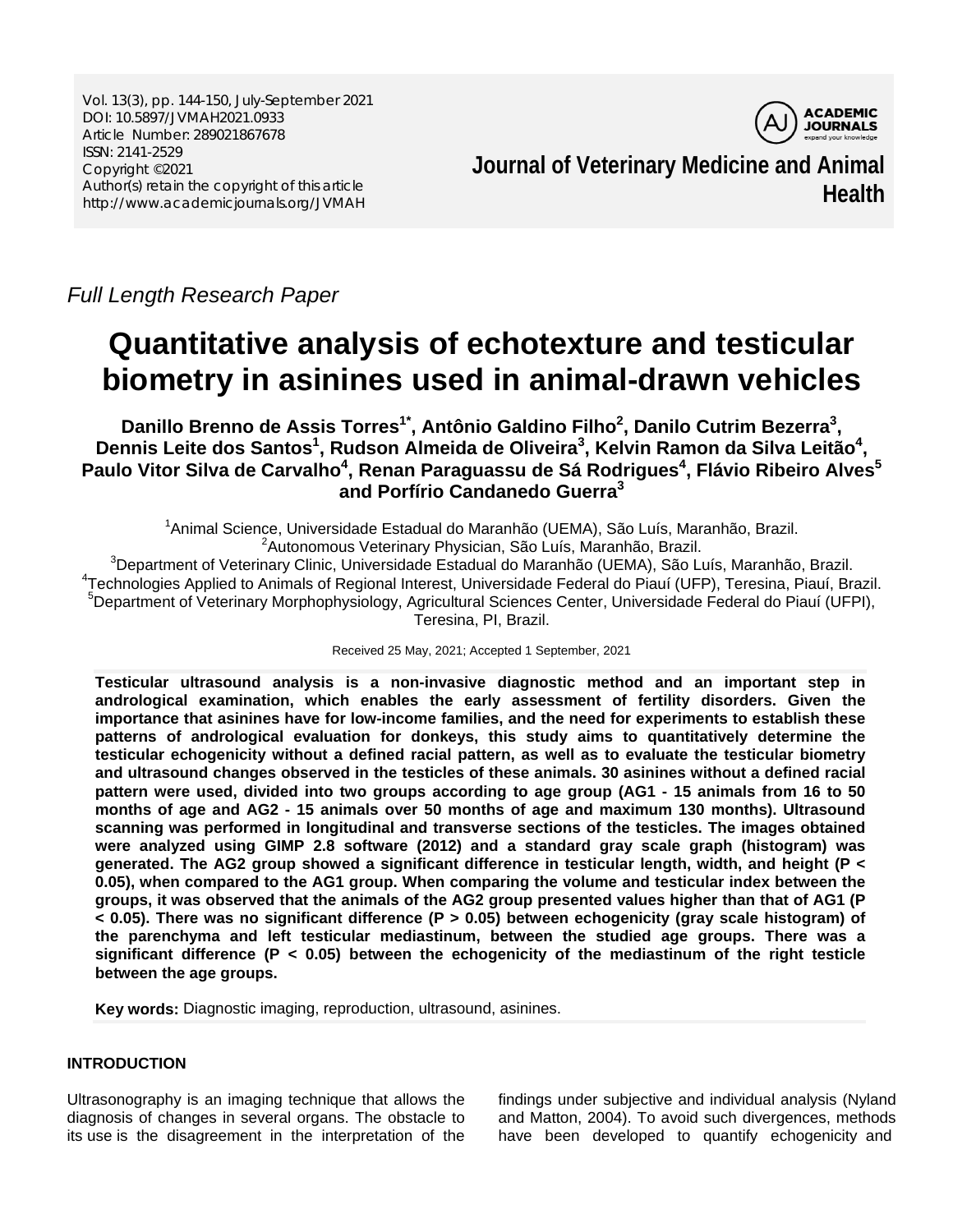Vol. 13(3), pp. 144-150, July-September 2021
DOI: 10.5897/JVMAH2021.0933
Article Number: 289021867678
ISSN: 2141-2529
Copyright ©2021
Author(s) retain the copyright of this article
http://www.academicjournals.org/JVMAH

**Journal of Veterinary Medicine and Animal Health**

*Full Length Research Paper*

# Quantitative analysis of echotexture and testicular biometry in asinines used in animal-drawn vehicles

**Danillo Brenno de Assis Torres[1*], Antônio Galdino Filho[2], Danilo Cutrim Bezerra[3], Dennis Leite dos Santos[1], Rudson Almeida de Oliveira[3], Kelvin Ramon da Silva Leitão[4], Paulo Vitor Silva de Carvalho[4], Renan Paraguassu de Sá Rodrigues[4], Flávio Ribeiro Alves[5] and Porfírio Candanedo Guerra[3]**

[1]Animal Science, Universidade Estadual do Maranhão (UEMA), São Luís, Maranhão, Brazil.
[2]Autonomous Veterinary Physician, São Luís, Maranhão, Brazil.
[3]Department of Veterinary Clinic, Universidade Estadual do Maranhão (UEMA), São Luís, Maranhão, Brazil.
[4]Technologies Applied to Animals of Regional Interest, Universidade Federal do Piauí (UFP), Teresina, Piauí, Brazil.
[5]Department of Veterinary Morphophysiology, Agricultural Sciences Center, Universidade Federal do Piauí (UFPI), Teresina, PI, Brazil.

Received 25 May, 2021; Accepted 1 September, 2021

**Testicular ultrasound analysis is a non-invasive diagnostic method and an important step in andrological examination, which enables the early assessment of fertility disorders. Given the importance that asinines have for low-income families, and the need for experiments to establish these patterns of andrological evaluation for donkeys, this study aims to quantitatively determine the testicular echogenicity without a defined racial pattern, as well as to evaluate the testicular biometry and ultrasound changes observed in the testicles of these animals. 30 asinines without a defined racial pattern were used, divided into two groups according to age group (AG1 - 15 animals from 16 to 50 months of age and AG2 - 15 animals over 50 months of age and maximum 130 months). Ultrasound scanning was performed in longitudinal and transverse sections of the testicles. The images obtained were analyzed using GIMP 2.8 software (2012) and a standard gray scale graph (histogram) was generated. The AG2 group showed a significant difference in testicular length, width, and height ($P < 0.05$), when compared to the AG1 group. When comparing the volume and testicular index between the groups, it was observed that the animals of the AG2 group presented values higher than that of AG1 ($P < 0.05$). There was no significant difference ($P > 0.05$) between echogenicity (gray scale histogram) of the parenchyma and left testicular mediastinum, between the studied age groups. There was a significant difference ($P < 0.05$) between the echogenicity of the mediastinum of the right testicle between the age groups.**

**Key words:** Diagnostic imaging, reproduction, ultrasound, asinines.

## INTRODUCTION

Ultrasonography is an imaging technique that allows the diagnosis of changes in several organs. The obstacle to its use is the disagreement in the interpretation of the findings under subjective and individual analysis (Nyland and Matton, 2004). To avoid such divergences, methods have been developed to quantify echogenicity and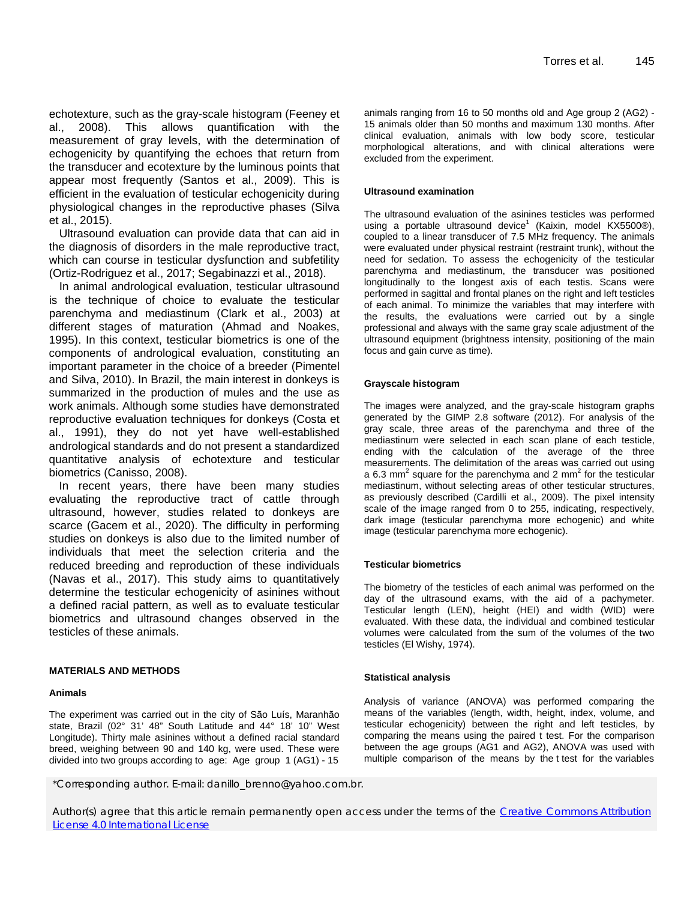echotexture, such as the gray-scale histogram (Feeney et al., 2008). This allows quantification with the measurement of gray levels, with the determination of echogenicity by quantifying the echoes that return from the transducer and ecotexture by the luminous points that appear most frequently (Santos et al., 2009). This is efficient in the evaluation of testicular echogenicity during physiological changes in the reproductive phases (Silva et al., 2015).

Ultrasound evaluation can provide data that can aid in the diagnosis of disorders in the male reproductive tract, which can course in testicular dysfunction and subfetility (Ortiz-Rodriguez et al., 2017; Segabinazzi et al., 2018).

In animal andrological evaluation, testicular ultrasound is the technique of choice to evaluate the testicular parenchyma and mediastinum (Clark et al., 2003) at different stages of maturation (Ahmad and Noakes, 1995). In this context, testicular biometrics is one of the components of andrological evaluation, constituting an important parameter in the choice of a breeder (Pimentel and Silva, 2010). In Brazil, the main interest in donkeys is summarized in the production of mules and the use as work animals. Although some studies have demonstrated reproductive evaluation techniques for donkeys (Costa et al., 1991), they do not yet have well-established andrological standards and do not present a standardized quantitative analysis of echotexture and testicular biometrics (Canisso, 2008).

In recent years, there have been many studies evaluating the reproductive tract of cattle through ultrasound, however, studies related to donkeys are scarce (Gacem et al., 2020). The difficulty in performing studies on donkeys is also due to the limited number of individuals that meet the selection criteria and the reduced breeding and reproduction of these individuals (Navas et al., 2017). This study aims to quantitatively determine the testicular echogenicity of asinines without a defined racial pattern, as well as to evaluate testicular biometrics and ultrasound changes observed in the testicles of these animals.

## MATERIALS AND METHODS

### Animals

The experiment was carried out in the city of São Luís, Maranhão state, Brazil (02° 31' 48" South Latitude and 44° 18' 10" West Longitude). Thirty male asinines without a defined racial standard breed, weighing between 90 and 140 kg, were used. These were divided into two groups according to age: Age group 1 (AG1) - 15 animals ranging from 16 to 50 months old and Age group 2 (AG2) - 15 animals older than 50 months and maximum 130 months. After clinical evaluation, animals with low body score, testicular morphological alterations, and with clinical alterations were excluded from the experiment.

### Ultrasound examination

The ultrasound evaluation of the asinines testicles was performed using a portable ultrasound device[1] (Kaixin, model KX5500®), coupled to a linear transducer of 7.5 MHz frequency. The animals were evaluated under physical restraint (restraint trunk), without the need for sedation. To assess the echogenicity of the testicular parenchyma and mediastinum, the transducer was positioned longitudinally to the longest axis of each testis. Scans were performed in sagittal and frontal planes on the right and left testicles of each animal. To minimize the variables that may interfere with the results, the evaluations were carried out by a single professional and always with the same gray scale adjustment of the ultrasound equipment (brightness intensity, positioning of the main focus and gain curve as time).

### Grayscale histogram

The images were analyzed, and the gray-scale histogram graphs generated by the GIMP 2.8 software (2012). For analysis of the gray scale, three areas of the parenchyma and three of the mediastinum were selected in each scan plane of each testicle, ending with the calculation of the average of the three measurements. The delimitation of the areas was carried out using a 6.3 $mm^2$ square for the parenchyma and 2 $mm^2$ for the testicular mediastinum, without selecting areas of other testicular structures, as previously described (Cardilli et al., 2009). The pixel intensity scale of the image ranged from 0 to 255, indicating, respectively, dark image (testicular parenchyma more echogenic) and white image (testicular parenchyma more echogenic).

### Testicular biometrics

The biometry of the testicles of each animal was performed on the day of the ultrasound exams, with the aid of a pachymeter. Testicular length (LEN), height (HEI) and width (WID) were evaluated. With these data, the individual and combined testicular volumes were calculated from the sum of the volumes of the two testicles (El Wishy, 1974).

### Statistical analysis

Analysis of variance (ANOVA) was performed comparing the means of the variables (length, width, height, index, volume, and testicular echogenicity) between the right and left testicles, by comparing the means using the paired t test. For the comparison between the age groups (AG1 and AG2), ANOVA was used with multiple comparison of the means by the t test for the variables

*Corresponding author. E-mail: danillo_brenno@yahoo.com.br.

Author(s) agree that this article remain permanently open access under the terms of the Creative Commons Attribution License 4.0 International License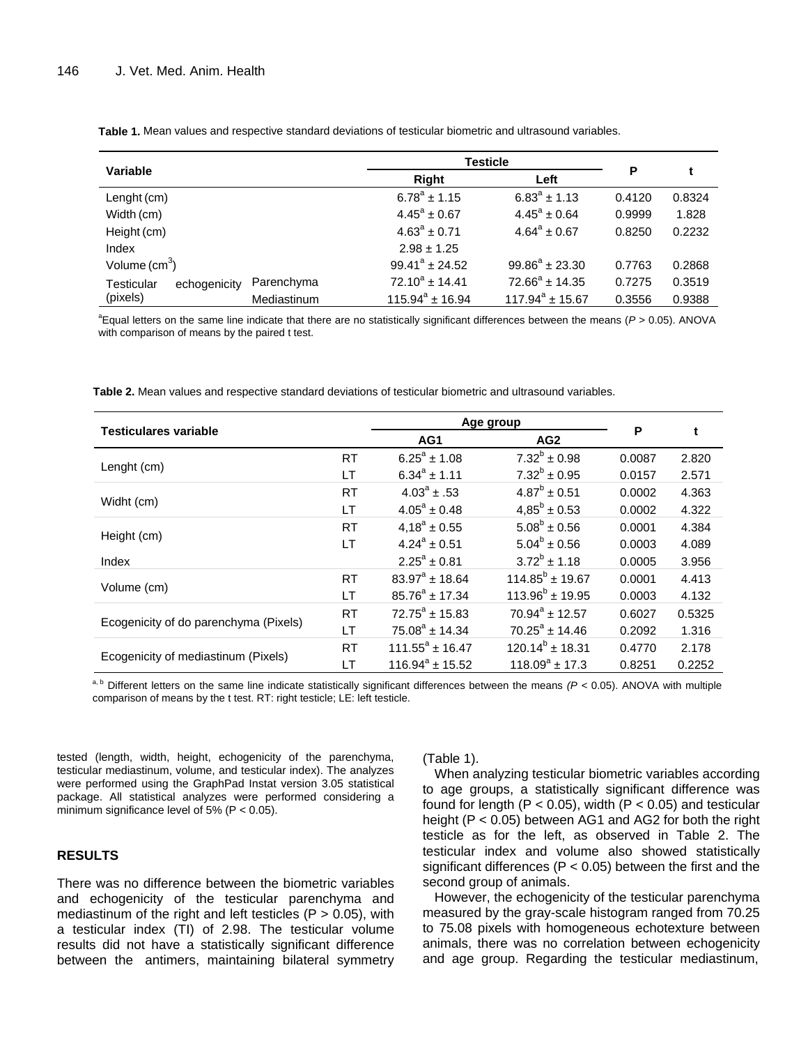**Table 1.** Mean values and respective standard deviations of testicular biometric and ultrasound variables.

| Variable | | Testicle | | P | t |
|---|---|---|---|---|---|
| | | Right | Left | | |
| Lenght (cm) | | $6.78^a \pm 1.15$ | $6.83^a \pm 1.13$ | 0.4120 | 0.8324 |
| Width (cm) | | $4.45^a \pm 0.67$ | $4.45^a \pm 0.64$ | 0.9999 | 1.828 |
| Height (cm) | | $4.63^a \pm 0.71$ | $4.64^a \pm 0.67$ | 0.8250 | 0.2232 |
| Index | | $2.98 \pm 1.25$ | | | |
| Volume ($cm^3$) | | $99.41^a \pm 24.52$ | $99.86^a \pm 23.30$ | 0.7763 | 0.2868 |
| Testicular echogenicity (pixels) | Parenchyma | $72.10^a \pm 14.41$ | $72.66^a \pm 14.35$ | 0.7275 | 0.3519 |
| | Mediastinum | $115.94^a \pm 16.94$ | $117.94^a \pm 15.67$ | 0.3556 | 0.9388 |

[a]Equal letters on the same line indicate that there are no statistically significant differences between the means (*P* > 0.05). ANOVA with comparison of means by the paired t test.

**Table 2.** Mean values and respective standard deviations of testicular biometric and ultrasound variables.

| Testiculares variable | | Age group | | P | t |
|---|---|---|---|---|---|
| | | AG1 | AG2 | | |
| Lenght (cm) | RT | $6.25^a \pm 1.08$ | $7.32^b \pm 0.98$ | 0.0087 | 2.820 |
| | LT | $6.34^a \pm 1.11$ | $7.32^b \pm 0.95$ | 0.0157 | 2.571 |
| Widht (cm) | RT | $4.03^a \pm .53$ | $4.87^b \pm 0.51$ | 0.0002 | 4.363 |
| | LT | $4.05^a \pm 0.48$ | $4{,}85^b \pm 0.53$ | 0.0002 | 4.322 |
| Height (cm) | RT | $4{,}18^a \pm 0.55$ | $5.08^b \pm 0.56$ | 0.0001 | 4.384 |
| | LT | $4.24^a \pm 0.51$ | $5.04^b \pm 0.56$ | 0.0003 | 4.089 |
| Index | | $2.25^a \pm 0.81$ | $3.72^b \pm 1.18$ | 0.0005 | 3.956 |
| Volume (cm) | RT | $83.97^a \pm 18.64$ | $114.85^b \pm 19.67$ | 0.0001 | 4.413 |
| | LT | $85.76^a \pm 17.34$ | $113.96^b \pm 19.95$ | 0.0003 | 4.132 |
| Ecogenicity of do parenchyma (Pixels) | RT | $72.75^a \pm 15.83$ | $70.94^a \pm 12.57$ | 0.6027 | 0.5325 |
| | LT | $75.08^a \pm 14.34$ | $70.25^a \pm 14.46$ | 0.2092 | 1.316 |
| Ecogenicity of mediastinum (Pixels) | RT | $111.55^a \pm 16.47$ | $120.14^b \pm 18.31$ | 0.4770 | 2.178 |
| | LT | $116.94^a \pm 15.52$ | $118.09^a \pm 17.3$ | 0.8251 | 0.2252 |

[a, b] Different letters on the same line indicate statistically significant differences between the means *(P* < 0.05). ANOVA with multiple comparison of means by the t test. RT: right testicle; LE: left testicle.

tested (length, width, height, echogenicity of the parenchyma, testicular mediastinum, volume, and testicular index). The analyzes were performed using the GraphPad Instat version 3.05 statistical package. All statistical analyzes were performed considering a minimum significance level of 5% (P < 0.05).

## RESULTS

There was no difference between the biometric variables and echogenicity of the testicular parenchyma and mediastinum of the right and left testicles (P > 0.05), with a testicular index (TI) of 2.98. The testicular volume results did not have a statistically significant difference between the antimers, maintaining bilateral symmetry (Table 1).

When analyzing testicular biometric variables according to age groups, a statistically significant difference was found for length (P < 0.05), width (P < 0.05) and testicular height (P < 0.05) between AG1 and AG2 for both the right testicle as for the left, as observed in Table 2. The testicular index and volume also showed statistically significant differences (P < 0.05) between the first and the second group of animals.

However, the echogenicity of the testicular parenchyma measured by the gray-scale histogram ranged from 70.25 to 75.08 pixels with homogeneous echotexture between animals, there was no correlation between echogenicity and age group. Regarding the testicular mediastinum,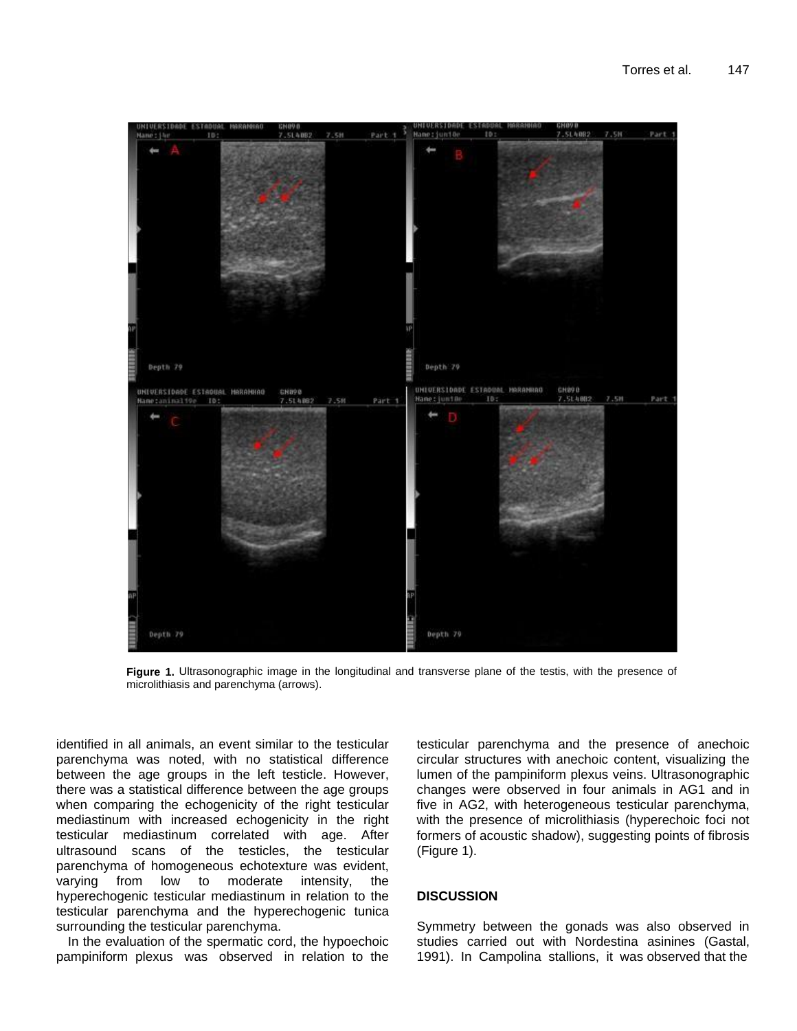Figure 1. Ultrasonographic image in the longitudinal and transverse plane of the testis, with the presence of microlithiasis and parenchyma (arrows).

identified in all animals, an event similar to the testicular parenchyma was noted, with no statistical difference between the age groups in the left testicle. However, there was a statistical difference between the age groups when comparing the echogenicity of the right testicular mediastinum with increased echogenicity in the right testicular mediastinum correlated with age. After ultrasound scans of the testicles, the testicular parenchyma of homogeneous echotexture was evident, varying from low to moderate intensity, the hyperechogenic testicular mediastinum in relation to the testicular parenchyma and the hyperechogenic tunica surrounding the testicular parenchyma.

In the evaluation of the spermatic cord, the hypoechoic pampiniform plexus was observed in relation to the testicular parenchyma and the presence of anechoic circular structures with anechoic content, visualizing the lumen of the pampiniform plexus veins. Ultrasonographic changes were observed in four animals in AG1 and in five in AG2, with heterogeneous testicular parenchyma, with the presence of microlithiasis (hyperechoic foci not formers of acoustic shadow), suggesting points of fibrosis (Figure 1).

## DISCUSSION

Symmetry between the gonads was also observed in studies carried out with Nordestina asinines (Gastal, 1991). In Campolina stallions, it was observed that the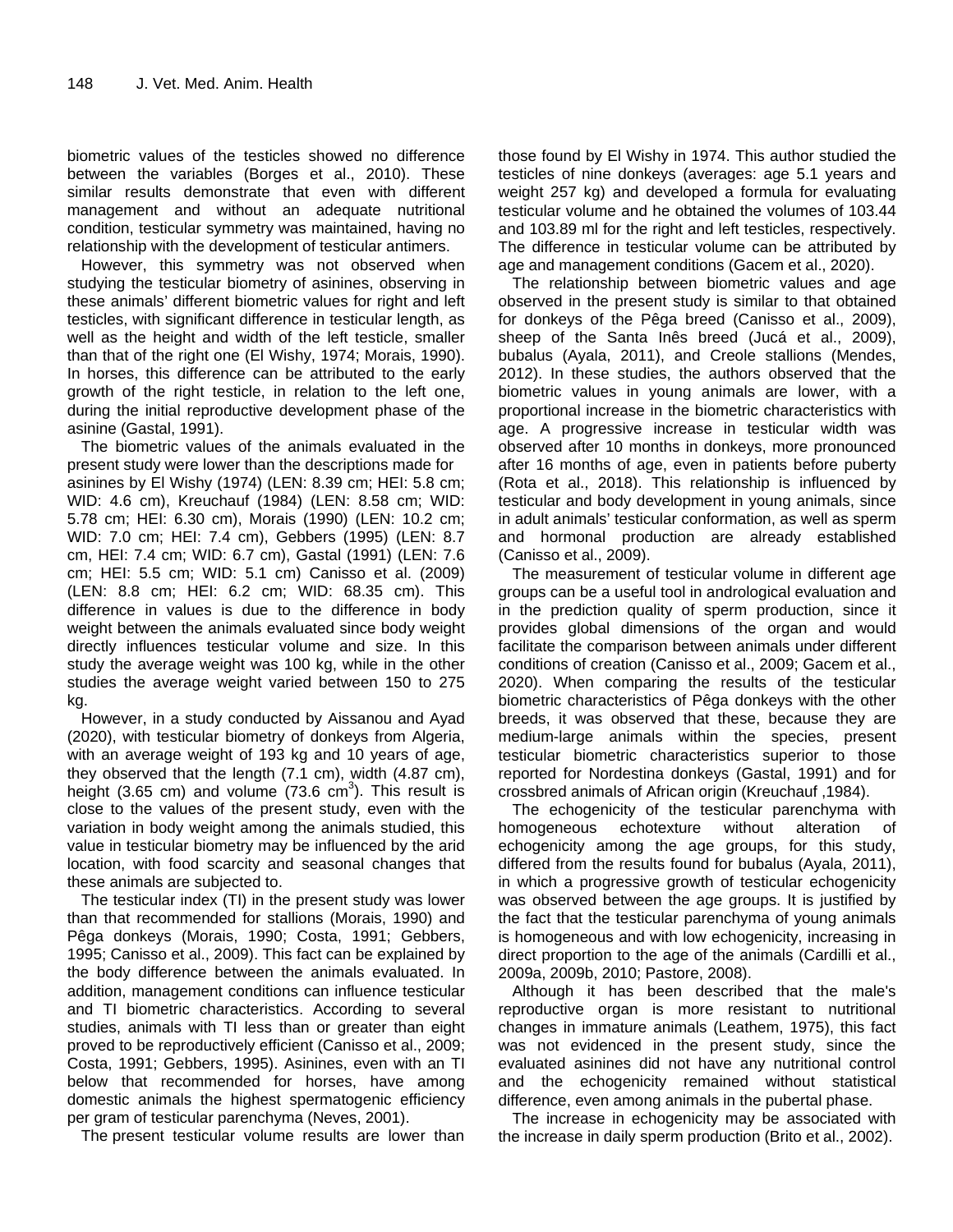biometric values of the testicles showed no difference between the variables (Borges et al., 2010). These similar results demonstrate that even with different management and without an adequate nutritional condition, testicular symmetry was maintained, having no relationship with the development of testicular antimers.

However, this symmetry was not observed when studying the testicular biometry of asinines, observing in these animals' different biometric values for right and left testicles, with significant difference in testicular length, as well as the height and width of the left testicle, smaller than that of the right one (El Wishy, 1974; Morais, 1990). In horses, this difference can be attributed to the early growth of the right testicle, in relation to the left one, during the initial reproductive development phase of the asinine (Gastal, 1991).

The biometric values of the animals evaluated in the present study were lower than the descriptions made for asinines by El Wishy (1974) (LEN: 8.39 cm; HEI: 5.8 cm; WID: 4.6 cm), Kreuchauf (1984) (LEN: 8.58 cm; WID: 5.78 cm; HEI: 6.30 cm), Morais (1990) (LEN: 10.2 cm; WID: 7.0 cm; HEI: 7.4 cm), Gebbers (1995) (LEN: 8.7 cm, HEI: 7.4 cm; WID: 6.7 cm), Gastal (1991) (LEN: 7.6 cm; HEI: 5.5 cm; WID: 5.1 cm) Canisso et al. (2009) (LEN: 8.8 cm; HEI: 6.2 cm; WID: 68.35 cm). This difference in values is due to the difference in body weight between the animals evaluated since body weight directly influences testicular volume and size. In this study the average weight was 100 kg, while in the other studies the average weight varied between 150 to 275 kg.

However, in a study conducted by Aissanou and Ayad (2020), with testicular biometry of donkeys from Algeria, with an average weight of 193 kg and 10 years of age, they observed that the length (7.1 cm), width (4.87 cm), height (3.65 cm) and volume (73.6 $cm^3$). This result is close to the values of the present study, even with the variation in body weight among the animals studied, this value in testicular biometry may be influenced by the arid location, with food scarcity and seasonal changes that these animals are subjected to.

The testicular index (TI) in the present study was lower than that recommended for stallions (Morais, 1990) and Pêga donkeys (Morais, 1990; Costa, 1991; Gebbers, 1995; Canisso et al., 2009). This fact can be explained by the body difference between the animals evaluated. In addition, management conditions can influence testicular and TI biometric characteristics. According to several studies, animals with TI less than or greater than eight proved to be reproductively efficient (Canisso et al., 2009; Costa, 1991; Gebbers, 1995). Asinines, even with an TI below that recommended for horses, have among domestic animals the highest spermatogenic efficiency per gram of testicular parenchyma (Neves, 2001).

The present testicular volume results are lower than those found by El Wishy in 1974. This author studied the testicles of nine donkeys (averages: age 5.1 years and weight 257 kg) and developed a formula for evaluating testicular volume and he obtained the volumes of 103.44 and 103.89 ml for the right and left testicles, respectively. The difference in testicular volume can be attributed by age and management conditions (Gacem et al., 2020).

The relationship between biometric values and age observed in the present study is similar to that obtained for donkeys of the Pêga breed (Canisso et al., 2009), sheep of the Santa Inês breed (Jucá et al., 2009), bubalus (Ayala, 2011), and Creole stallions (Mendes, 2012). In these studies, the authors observed that the biometric values in young animals are lower, with a proportional increase in the biometric characteristics with age. A progressive increase in testicular width was observed after 10 months in donkeys, more pronounced after 16 months of age, even in patients before puberty (Rota et al., 2018). This relationship is influenced by testicular and body development in young animals, since in adult animals' testicular conformation, as well as sperm and hormonal production are already established (Canisso et al., 2009).

The measurement of testicular volume in different age groups can be a useful tool in andrological evaluation and in the prediction quality of sperm production, since it provides global dimensions of the organ and would facilitate the comparison between animals under different conditions of creation (Canisso et al., 2009; Gacem et al., 2020). When comparing the results of the testicular biometric characteristics of Pêga donkeys with the other breeds, it was observed that these, because they are medium-large animals within the species, present testicular biometric characteristics superior to those reported for Nordestina donkeys (Gastal, 1991) and for crossbred animals of African origin (Kreuchauf ,1984).

The echogenicity of the testicular parenchyma with homogeneous echotexture without alteration of echogenicity among the age groups, for this study, differed from the results found for bubalus (Ayala, 2011), in which a progressive growth of testicular echogenicity was observed between the age groups. It is justified by the fact that the testicular parenchyma of young animals is homogeneous and with low echogenicity, increasing in direct proportion to the age of the animals (Cardilli et al., 2009a, 2009b, 2010; Pastore, 2008).

Although it has been described that the male's reproductive organ is more resistant to nutritional changes in immature animals (Leathem, 1975), this fact was not evidenced in the present study, since the evaluated asinines did not have any nutritional control and the echogenicity remained without statistical difference, even among animals in the pubertal phase.

The increase in echogenicity may be associated with the increase in daily sperm production (Brito et al., 2002).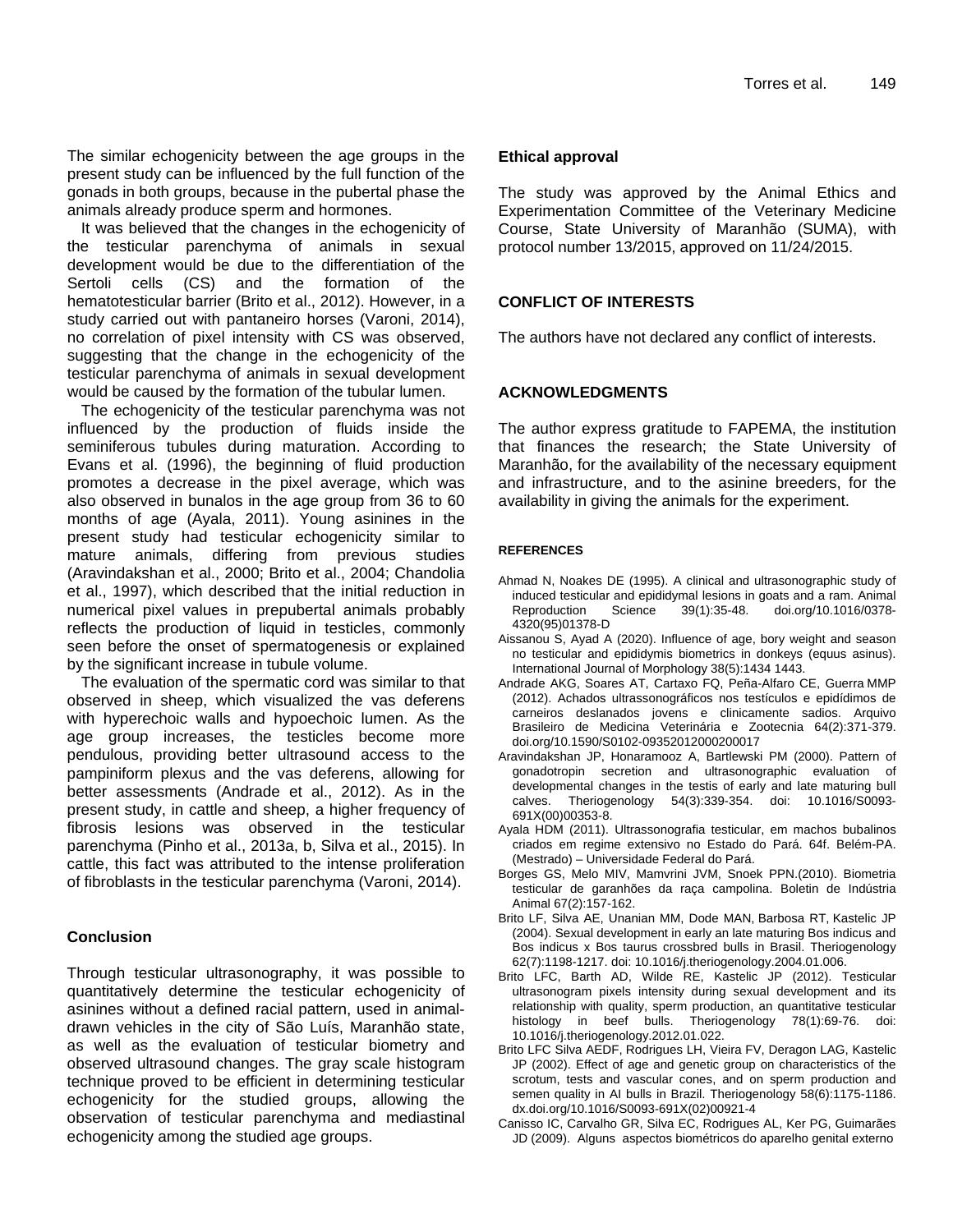The similar echogenicity between the age groups in the present study can be influenced by the full function of the gonads in both groups, because in the pubertal phase the animals already produce sperm and hormones.

It was believed that the changes in the echogenicity of the testicular parenchyma of animals in sexual development would be due to the differentiation of the Sertoli cells (CS) and the formation of the hematotesticular barrier (Brito et al., 2012). However, in a study carried out with pantaneiro horses (Varoni, 2014), no correlation of pixel intensity with CS was observed, suggesting that the change in the echogenicity of the testicular parenchyma of animals in sexual development would be caused by the formation of the tubular lumen.

The echogenicity of the testicular parenchyma was not influenced by the production of fluids inside the seminiferous tubules during maturation. According to Evans et al. (1996), the beginning of fluid production promotes a decrease in the pixel average, which was also observed in bunalos in the age group from 36 to 60 months of age (Ayala, 2011). Young asinines in the present study had testicular echogenicity similar to mature animals, differing from previous studies (Aravindakshan et al., 2000; Brito et al., 2004; Chandolia et al., 1997), which described that the initial reduction in numerical pixel values in prepubertal animals probably reflects the production of liquid in testicles, commonly seen before the onset of spermatogenesis or explained by the significant increase in tubule volume.

The evaluation of the spermatic cord was similar to that observed in sheep, which visualized the vas deferens with hyperechoic walls and hypoechoic lumen. As the age group increases, the testicles become more pendulous, providing better ultrasound access to the pampiniform plexus and the vas deferens, allowing for better assessments (Andrade et al., 2012). As in the present study, in cattle and sheep, a higher frequency of fibrosis lesions was observed in the testicular parenchyma (Pinho et al., 2013a, b, Silva et al., 2015). In cattle, this fact was attributed to the intense proliferation of fibroblasts in the testicular parenchyma (Varoni, 2014).

## Conclusion

Through testicular ultrasonography, it was possible to quantitatively determine the testicular echogenicity of asinines without a defined racial pattern, used in animal-drawn vehicles in the city of São Luís, Maranhão state, as well as the evaluation of testicular biometry and observed ultrasound changes. The gray scale histogram technique proved to be efficient in determining testicular echogenicity for the studied groups, allowing the observation of testicular parenchyma and mediastinal echogenicity among the studied age groups.

## Ethical approval

The study was approved by the Animal Ethics and Experimentation Committee of the Veterinary Medicine Course, State University of Maranhão (SUMA), with protocol number 13/2015, approved on 11/24/2015.

## CONFLICT OF INTERESTS

The authors have not declared any conflict of interests.

## ACKNOWLEDGMENTS

The author express gratitude to FAPEMA, the institution that finances the research; the State University of Maranhão, for the availability of the necessary equipment and infrastructure, and to the asinine breeders, for the availability in giving the animals for the experiment.

## REFERENCES

Ahmad N, Noakes DE (1995). A clinical and ultrasonographic study of induced testicular and epididymal lesions in goats and a ram. Animal Reproduction Science 39(1):35-48. doi.org/10.1016/0378-4320(95)01378-D

Aissanou S, Ayad A (2020). Influence of age, bory weight and season no testicular and epididymis biometrics in donkeys (equus asinus). International Journal of Morphology 38(5):1434 1443.

Andrade AKG, Soares AT, Cartaxo FQ, Peña-Alfaro CE, Guerra MMP (2012). Achados ultrassonográficos nos testículos e epidídimos de carneiros deslanados jovens e clinicamente sadios. Arquivo Brasileiro de Medicina Veterinária e Zootecnia 64(2):371-379. doi.org/10.1590/S0102-09352012000200017

Aravindakshan JP, Honaramooz A, Bartlewski PM (2000). Pattern of gonadotropin secretion and ultrasonographic evaluation of developmental changes in the testis of early and late maturing bull calves. Theriogenology 54(3):339-354. doi: 10.1016/S0093-691X(00)00353-8.

Ayala HDM (2011). Ultrassonografia testicular, em machos bubalinos criados em regime extensivo no Estado do Pará. 64f. Belém-PA. (Mestrado) – Universidade Federal do Pará.

Borges GS, Melo MIV, Mamvrini JVM, Snoek PPN.(2010). Biometria testicular de garanhões da raça campolina. Boletin de Indústria Animal 67(2):157-162.

Brito LF, Silva AE, Unanian MM, Dode MAN, Barbosa RT, Kastelic JP (2004). Sexual development in early an late maturing Bos indicus and Bos indicus x Bos taurus crossbred bulls in Brasil. Theriogenology 62(7):1198-1217. doi: 10.1016/j.theriogenology.2004.01.006.

Brito LFC, Barth AD, Wilde RE, Kastelic JP (2012). Testicular ultrasonogram pixels intensity during sexual development and its relationship with quality, sperm production, an quantitative testicular histology in beef bulls. Theriogenology 78(1):69-76. doi: 10.1016/j.theriogenology.2012.01.022.

Brito LFC Silva AEDF, Rodrigues LH, Vieira FV, Deragon LAG, Kastelic JP (2002). Effect of age and genetic group on characteristics of the scrotum, tests and vascular cones, and on sperm production and semen quality in AI bulls in Brazil. Theriogenology 58(6):1175-1186. dx.doi.org/10.1016/S0093-691X(02)00921-4

Canisso IC, Carvalho GR, Silva EC, Rodrigues AL, Ker PG, Guimarães JD (2009). Alguns aspectos biométricos do aparelho genital externo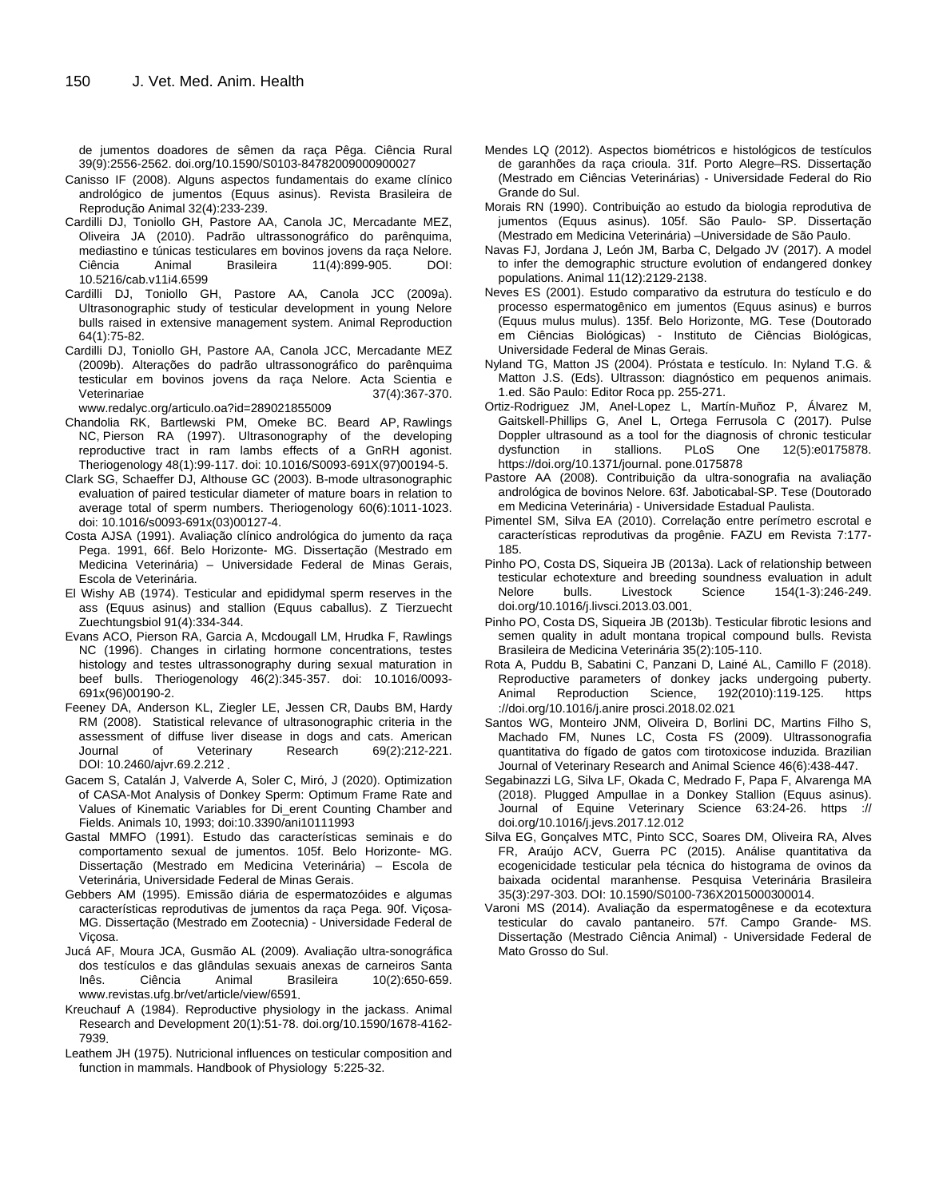de jumentos doadores de sêmen da raça Pêga. Ciência Rural 39(9):2556-2562. doi.org/10.1590/S0103-84782009000900027

Canisso IF (2008). Alguns aspectos fundamentais do exame clínico andrológico de jumentos (Equus asinus). Revista Brasileira de Reprodução Animal 32(4):233-239.

Cardilli DJ, Toniollo GH, Pastore AA, Canola JC, Mercadante MEZ, Oliveira JA (2010). Padrão ultrassonográfico do parênquima, mediastino e túnicas testiculares em bovinos jovens da raça Nelore. Ciência Animal Brasileira 11(4):899-905. DOI: 10.5216/cab.v11i4.6599

Cardilli DJ, Toniollo GH, Pastore AA, Canola JCC (2009a). Ultrasonographic study of testicular development in young Nelore bulls raised in extensive management system. Animal Reproduction 64(1):75-82.

Cardilli DJ, Toniollo GH, Pastore AA, Canola JCC, Mercadante MEZ (2009b). Alterações do padrão ultrassonográfico do parênquima testicular em bovinos jovens da raça Nelore. Acta Scientia e Veterinariae 37(4):367-370. www.redalyc.org/articulo.oa?id=289021855009

Chandolia RK, Bartlewski PM, Omeke BC. Beard AP, Rawlings NC, Pierson RA (1997). Ultrasonography of the developing reproductive tract in ram lambs effects of a GnRH agonist. Theriogenology 48(1):99-117. doi: 10.1016/S0093-691X(97)00194-5.

Clark SG, Schaeffer DJ, Althouse GC (2003). B-mode ultrasonographic evaluation of paired testicular diameter of mature boars in relation to average total of sperm numbers. Theriogenology 60(6):1011-1023. doi: 10.1016/s0093-691x(03)00127-4.

Costa AJSA (1991). Avaliação clínico andrológica do jumento da raça Pega. 1991, 66f. Belo Horizonte- MG. Dissertação (Mestrado em Medicina Veterinária) – Universidade Federal de Minas Gerais, Escola de Veterinária.

El Wishy AB (1974). Testicular and epididymal sperm reserves in the ass (Equus asinus) and stallion (Equus caballus). Z Tierzuecht Zuechtungsbiol 91(4):334-344.

Evans ACO, Pierson RA, Garcia A, Mcdougall LM, Hrudka F, Rawlings NC (1996). Changes in cirlating hormone concentrations, testes histology and testes ultrassonography during sexual maturation in beef bulls. Theriogenology 46(2):345-357. doi: 10.1016/0093-691x(96)00190-2.

Feeney DA, Anderson KL, Ziegler LE, Jessen CR, Daubs BM, Hardy RM (2008). Statistical relevance of ultrasonographic criteria in the assessment of diffuse liver disease in dogs and cats. American Journal of Veterinary Research 69(2):212-221. DOI: 10.2460/ajvr.69.2.212 .

Gacem S, Catalán J, Valverde A, Soler C, Miró, J (2020). Optimization of CASA-Mot Analysis of Donkey Sperm: Optimum Frame Rate and Values of Kinematic Variables for Di_erent Counting Chamber and Fields. Animals 10, 1993; doi:10.3390/ani10111993

Gastal MMFO (1991). Estudo das características seminais e do comportamento sexual de jumentos. 105f. Belo Horizonte- MG. Dissertação (Mestrado em Medicina Veterinária) – Escola de Veterinária, Universidade Federal de Minas Gerais.

Gebbers AM (1995). Emissão diária de espermatozóides e algumas características reprodutivas de jumentos da raça Pega. 90f. Viçosa-MG. Dissertação (Mestrado em Zootecnia) - Universidade Federal de Viçosa.

Jucá AF, Moura JCA, Gusmão AL (2009). Avaliação ultra-sonográfica dos testículos e das glândulas sexuais anexas de carneiros Santa Inês. Ciência Animal Brasileira 10(2):650-659. www.revistas.ufg.br/vet/article/view/6591.

Kreuchauf A (1984). Reproductive physiology in the jackass. Animal Research and Development 20(1):51-78. doi.org/10.1590/1678-4162-7939.

Leathem JH (1975). Nutricional influences on testicular composition and function in mammals. Handbook of Physiology 5:225-32.

Mendes LQ (2012). Aspectos biométricos e histológicos de testículos de garanhões da raça crioula. 31f. Porto Alegre–RS. Dissertação (Mestrado em Ciências Veterinárias) - Universidade Federal do Rio Grande do Sul.

Morais RN (1990). Contribuição ao estudo da biologia reprodutiva de jumentos (Equus asinus). 105f. São Paulo- SP. Dissertação (Mestrado em Medicina Veterinária) –Universidade de São Paulo.

Navas FJ, Jordana J, León JM, Barba C, Delgado JV (2017). A model to infer the demographic structure evolution of endangered donkey populations. Animal 11(12):2129-2138.

Neves ES (2001). Estudo comparativo da estrutura do testículo e do processo espermatogênico em jumentos (Equus asinus) e burros (Equus mulus mulus). 135f. Belo Horizonte, MG. Tese (Doutorado em Ciências Biológicas) - Instituto de Ciências Biológicas, Universidade Federal de Minas Gerais.

Nyland TG, Matton JS (2004). Próstata e testículo. In: Nyland T.G. & Matton J.S. (Eds). Ultrasson: diagnóstico em pequenos animais. 1.ed. São Paulo: Editor Roca pp. 255-271.

Ortiz-Rodriguez JM, Anel-Lopez L, Martín-Muñoz P, Álvarez M, Gaitskell-Phillips G, Anel L, Ortega Ferrusola C (2017). Pulse Doppler ultrasound as a tool for the diagnosis of chronic testicular dysfunction in stallions. PLoS One 12(5):e0175878. https://doi.org/10.1371/journal. pone.0175878

Pastore AA (2008). Contribuição da ultra-sonografia na avaliação andrológica de bovinos Nelore. 63f. Jaboticabal-SP. Tese (Doutorado em Medicina Veterinária) - Universidade Estadual Paulista.

Pimentel SM, Silva EA (2010). Correlação entre perímetro escrotal e características reprodutivas da progênie. FAZU em Revista 7:177-185.

Pinho PO, Costa DS, Siqueira JB (2013a). Lack of relationship between testicular echotexture and breeding soundness evaluation in adult Nelore bulls. Livestock Science 154(1-3):246-249. doi.org/10.1016/j.livsci.2013.03.001.

Pinho PO, Costa DS, Siqueira JB (2013b). Testicular fibrotic lesions and semen quality in adult montana tropical compound bulls. Revista Brasileira de Medicina Veterinária 35(2):105-110.

Rota A, Puddu B, Sabatini C, Panzani D, Lainé AL, Camillo F (2018). Reproductive parameters of donkey jacks undergoing puberty. Animal Reproduction Science, 192(2010):119-125. https ://doi.org/10.1016/j.anire prosci.2018.02.021

Santos WG, Monteiro JNM, Oliveira D, Borlini DC, Martins Filho S, Machado FM, Nunes LC, Costa FS (2009). Ultrassonografia quantitativa do fígado de gatos com tirotoxicose induzida. Brazilian Journal of Veterinary Research and Animal Science 46(6):438-447.

Segabinazzi LG, Silva LF, Okada C, Medrado F, Papa F, Alvarenga MA (2018). Plugged Ampullae in a Donkey Stallion (Equus asinus). Journal of Equine Veterinary Science 63:24-26. https :// doi.org/10.1016/j.jevs.2017.12.012

Silva EG, Gonçalves MTC, Pinto SCC, Soares DM, Oliveira RA, Alves FR, Araújo ACV, Guerra PC (2015). Análise quantitativa da ecogenicidade testicular pela técnica do histograma de ovinos da baixada ocidental maranhense. Pesquisa Veterinária Brasileira 35(3):297-303. DOI: 10.1590/S0100-736X2015000300014.

Varoni MS (2014). Avaliação da espermatogênese e da ecotextura testicular do cavalo pantaneiro. 57f. Campo Grande- MS. Dissertação (Mestrado Ciência Animal) - Universidade Federal de Mato Grosso do Sul.